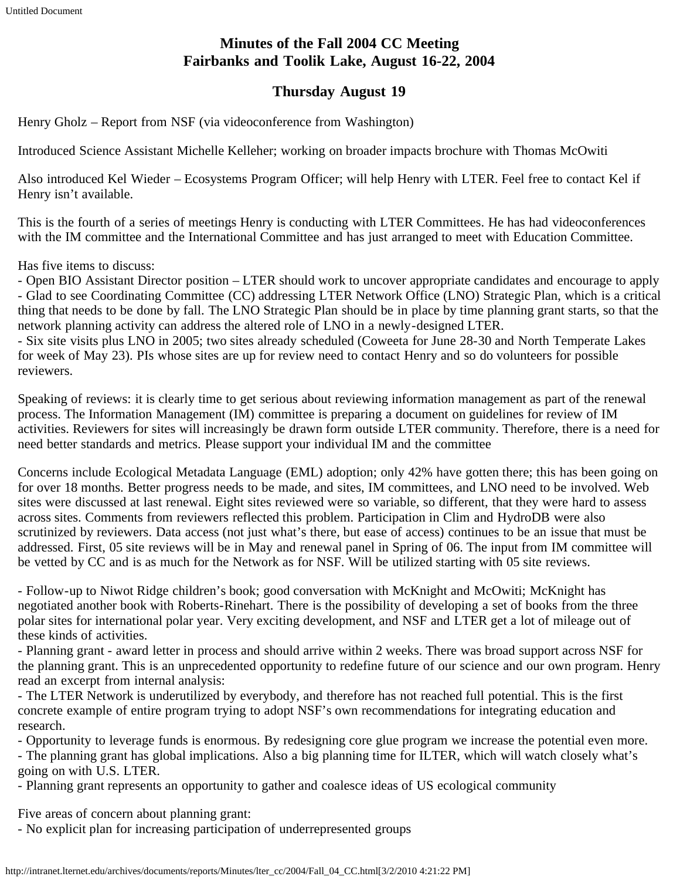# Minutes of the Fall 2004 CC Meeting
# Fairbanks and Toolik Lake, August 16-22, 2004

## Thursday August 19

Henry Gholz – Report from NSF (via videoconference from Washington)

Introduced Science Assistant Michelle Kelleher; working on broader impacts brochure with Thomas McOwiti

Also introduced Kel Wieder – Ecosystems Program Officer; will help Henry with LTER. Feel free to contact Kel if Henry isn't available.

This is the fourth of a series of meetings Henry is conducting with LTER Committees. He has had videoconferences with the IM committee and the International Committee and has just arranged to meet with Education Committee.

Has five items to discuss:
- Open BIO Assistant Director position – LTER should work to uncover appropriate candidates and encourage to apply
- Glad to see Coordinating Committee (CC) addressing LTER Network Office (LNO) Strategic Plan, which is a critical thing that needs to be done by fall. The LNO Strategic Plan should be in place by time planning grant starts, so that the network planning activity can address the altered role of LNO in a newly-designed LTER.
- Six site visits plus LNO in 2005; two sites already scheduled (Coweeta for June 28-30 and North Temperate Lakes for week of May 23). PIs whose sites are up for review need to contact Henry and so do volunteers for possible reviewers.

Speaking of reviews: it is clearly time to get serious about reviewing information management as part of the renewal process. The Information Management (IM) committee is preparing a document on guidelines for review of IM activities. Reviewers for sites will increasingly be drawn form outside LTER community. Therefore, there is a need for need better standards and metrics. Please support your individual IM and the committee

Concerns include Ecological Metadata Language (EML) adoption; only 42% have gotten there; this has been going on for over 18 months. Better progress needs to be made, and sites, IM committees, and LNO need to be involved. Web sites were discussed at last renewal. Eight sites reviewed were so variable, so different, that they were hard to assess across sites. Comments from reviewers reflected this problem. Participation in Clim and HydroDB were also scrutinized by reviewers. Data access (not just what's there, but ease of access) continues to be an issue that must be addressed. First, 05 site reviews will be in May and renewal panel in Spring of 06. The input from IM committee will be vetted by CC and is as much for the Network as for NSF. Will be utilized starting with 05 site reviews.

- Follow-up to Niwot Ridge children's book; good conversation with McKnight and McOwiti; McKnight has negotiated another book with Roberts-Rinehart. There is the possibility of developing a set of books from the three polar sites for international polar year. Very exciting development, and NSF and LTER get a lot of mileage out of these kinds of activities.
- Planning grant - award letter in process and should arrive within 2 weeks. There was broad support across NSF for the planning grant. This is an unprecedented opportunity to redefine future of our science and our own program. Henry read an excerpt from internal analysis:
- The LTER Network is underutilized by everybody, and therefore has not reached full potential. This is the first concrete example of entire program trying to adopt NSF's own recommendations for integrating education and research.
- Opportunity to leverage funds is enormous. By redesigning core glue program we increase the potential even more.
- The planning grant has global implications. Also a big planning time for ILTER, which will watch closely what's going on with U.S. LTER.
- Planning grant represents an opportunity to gather and coalesce ideas of US ecological community

Five areas of concern about planning grant:
- No explicit plan for increasing participation of underrepresented groups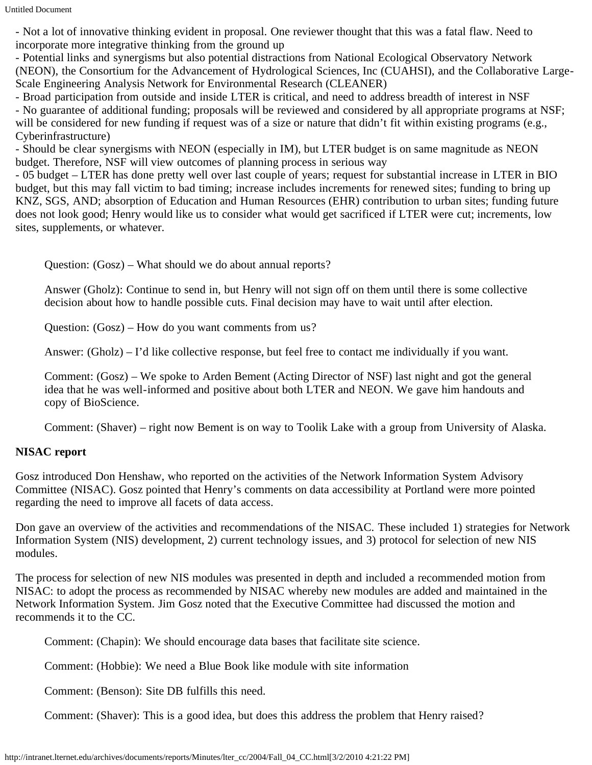- Not a lot of innovative thinking evident in proposal. One reviewer thought that this was a fatal flaw. Need to incorporate more integrative thinking from the ground up
- Potential links and synergisms but also potential distractions from National Ecological Observatory Network (NEON), the Consortium for the Advancement of Hydrological Sciences, Inc (CUAHSI), and the Collaborative Large-Scale Engineering Analysis Network for Environmental Research (CLEANER)
- Broad participation from outside and inside LTER is critical, and need to address breadth of interest in NSF
- No guarantee of additional funding; proposals will be reviewed and considered by all appropriate programs at NSF; will be considered for new funding if request was of a size or nature that didn't fit within existing programs (e.g., Cyberinfrastructure)
- Should be clear synergisms with NEON (especially in IM), but LTER budget is on same magnitude as NEON budget. Therefore, NSF will view outcomes of planning process in serious way
- 05 budget – LTER has done pretty well over last couple of years; request for substantial increase in LTER in BIO budget, but this may fall victim to bad timing; increase includes increments for renewed sites; funding to bring up KNZ, SGS, AND; absorption of Education and Human Resources (EHR) contribution to urban sites; funding future does not look good; Henry would like us to consider what would get sacrificed if LTER were cut; increments, low sites, supplements, or whatever.

> Question: (Gosz) – What should we do about annual reports?
>
> Answer (Gholz): Continue to send in, but Henry will not sign off on them until there is some collective decision about how to handle possible cuts. Final decision may have to wait until after election.
>
> Question: (Gosz) – How do you want comments from us?
>
> Answer: (Gholz) – I'd like collective response, but feel free to contact me individually if you want.
>
> Comment: (Gosz) – We spoke to Arden Bement (Acting Director of NSF) last night and got the general idea that he was well-informed and positive about both LTER and NEON. We gave him handouts and copy of BioScience.
>
> Comment: (Shaver) – right now Bement is on way to Toolik Lake with a group from University of Alaska.

**NISAC report**

Gosz introduced Don Henshaw, who reported on the activities of the Network Information System Advisory Committee (NISAC). Gosz pointed that Henry's comments on data accessibility at Portland were more pointed regarding the need to improve all facets of data access.

Don gave an overview of the activities and recommendations of the NISAC. These included 1) strategies for Network Information System (NIS) development, 2) current technology issues, and 3) protocol for selection of new NIS modules.

The process for selection of new NIS modules was presented in depth and included a recommended motion from NISAC: to adopt the process as recommended by NISAC whereby new modules are added and maintained in the Network Information System. Jim Gosz noted that the Executive Committee had discussed the motion and recommends it to the CC.

> Comment: (Chapin): We should encourage data bases that facilitate site science.
>
> Comment: (Hobbie): We need a Blue Book like module with site information
>
> Comment: (Benson): Site DB fulfills this need.
>
> Comment: (Shaver): This is a good idea, but does this address the problem that Henry raised?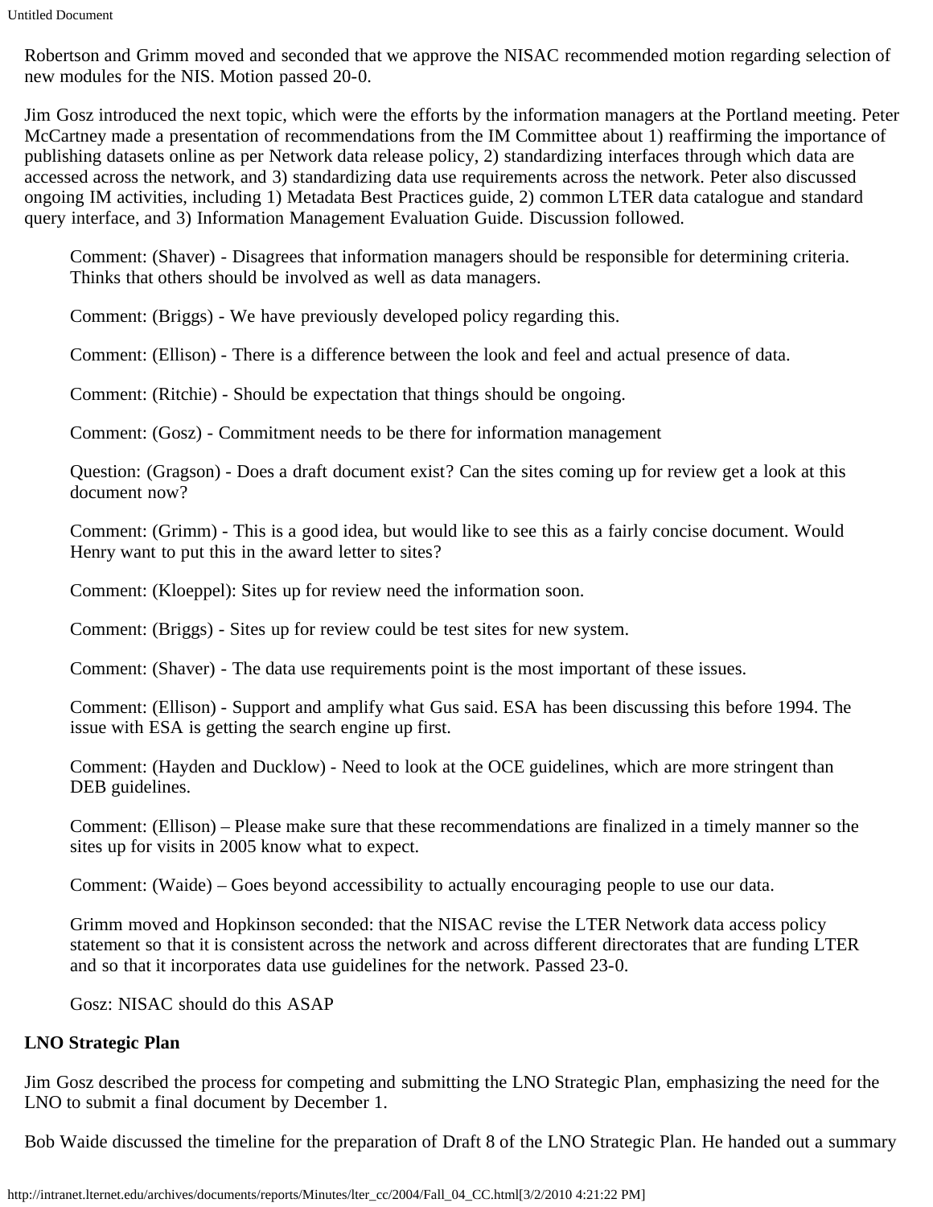Robertson and Grimm moved and seconded that we approve the NISAC recommended motion regarding selection of new modules for the NIS. Motion passed 20-0.

Jim Gosz introduced the next topic, which were the efforts by the information managers at the Portland meeting. Peter McCartney made a presentation of recommendations from the IM Committee about 1) reaffirming the importance of publishing datasets online as per Network data release policy, 2) standardizing interfaces through which data are accessed across the network, and 3) standardizing data use requirements across the network. Peter also discussed ongoing IM activities, including 1) Metadata Best Practices guide, 2) common LTER data catalogue and standard query interface, and 3) Information Management Evaluation Guide. Discussion followed.

> Comment: (Shaver) - Disagrees that information managers should be responsible for determining criteria. Thinks that others should be involved as well as data managers.
>
> Comment: (Briggs) - We have previously developed policy regarding this.
>
> Comment: (Ellison) - There is a difference between the look and feel and actual presence of data.
>
> Comment: (Ritchie) - Should be expectation that things should be ongoing.
>
> Comment: (Gosz) - Commitment needs to be there for information management
>
> Question: (Gragson) - Does a draft document exist? Can the sites coming up for review get a look at this document now?
>
> Comment: (Grimm) - This is a good idea, but would like to see this as a fairly concise document. Would Henry want to put this in the award letter to sites?
>
> Comment: (Kloeppel): Sites up for review need the information soon.
>
> Comment: (Briggs) - Sites up for review could be test sites for new system.
>
> Comment: (Shaver) - The data use requirements point is the most important of these issues.
>
> Comment: (Ellison) - Support and amplify what Gus said. ESA has been discussing this before 1994. The issue with ESA is getting the search engine up first.
>
> Comment: (Hayden and Ducklow) - Need to look at the OCE guidelines, which are more stringent than DEB guidelines.
>
> Comment: (Ellison) – Please make sure that these recommendations are finalized in a timely manner so the sites up for visits in 2005 know what to expect.
>
> Comment: (Waide) – Goes beyond accessibility to actually encouraging people to use our data.
>
> Grimm moved and Hopkinson seconded: that the NISAC revise the LTER Network data access policy statement so that it is consistent across the network and across different directorates that are funding LTER and so that it incorporates data use guidelines for the network. Passed 23-0.
>
> Gosz: NISAC should do this ASAP

**LNO Strategic Plan**

Jim Gosz described the process for competing and submitting the LNO Strategic Plan, emphasizing the need for the LNO to submit a final document by December 1.

Bob Waide discussed the timeline for the preparation of Draft 8 of the LNO Strategic Plan. He handed out a summary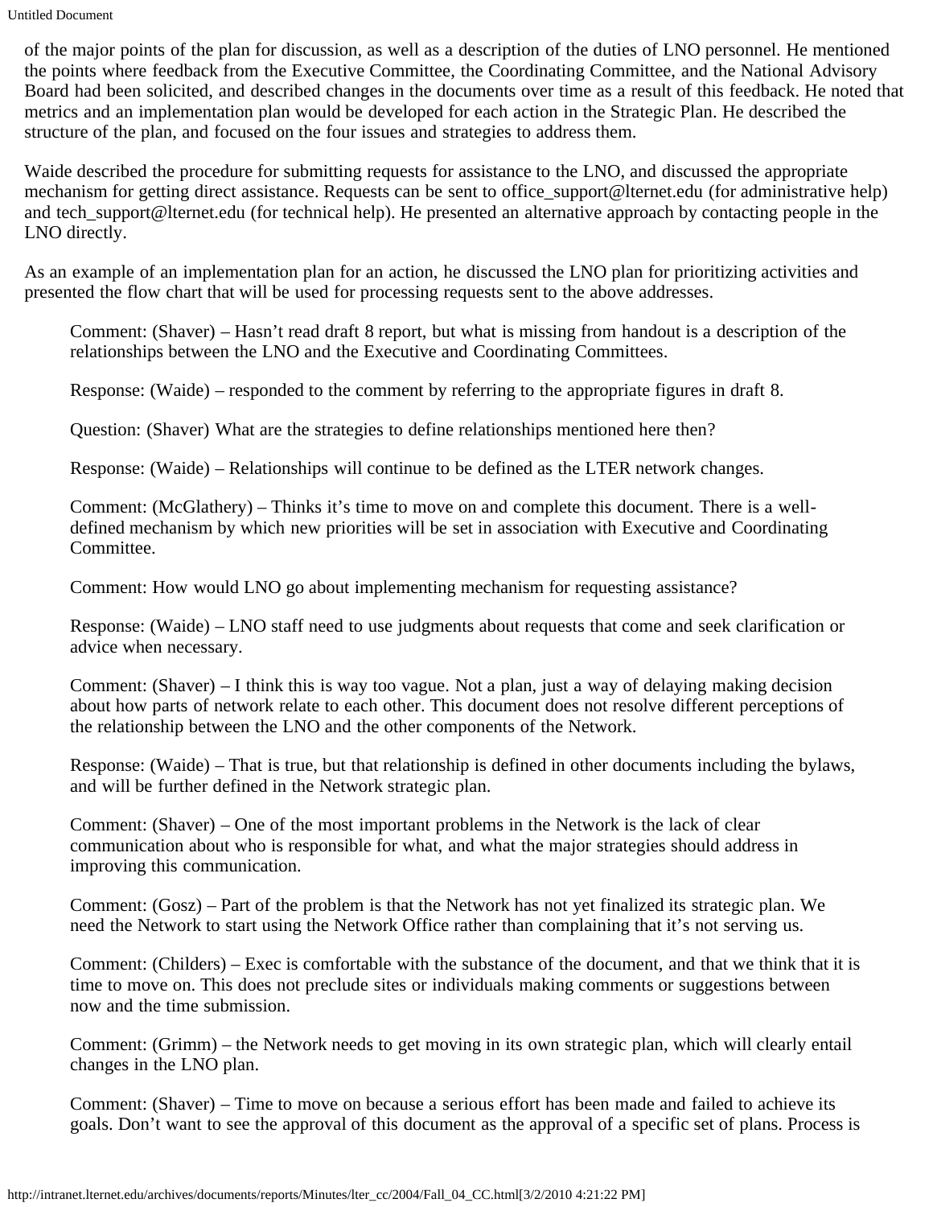of the major points of the plan for discussion, as well as a description of the duties of LNO personnel. He mentioned the points where feedback from the Executive Committee, the Coordinating Committee, and the National Advisory Board had been solicited, and described changes in the documents over time as a result of this feedback. He noted that metrics and an implementation plan would be developed for each action in the Strategic Plan. He described the structure of the plan, and focused on the four issues and strategies to address them.

Waide described the procedure for submitting requests for assistance to the LNO, and discussed the appropriate mechanism for getting direct assistance. Requests can be sent to office_support@lternet.edu (for administrative help) and tech_support@lternet.edu (for technical help). He presented an alternative approach by contacting people in the LNO directly.

As an example of an implementation plan for an action, he discussed the LNO plan for prioritizing activities and presented the flow chart that will be used for processing requests sent to the above addresses.

> Comment: (Shaver) – Hasn't read draft 8 report, but what is missing from handout is a description of the relationships between the LNO and the Executive and Coordinating Committees.
>
> Response: (Waide) – responded to the comment by referring to the appropriate figures in draft 8.
>
> Question: (Shaver) What are the strategies to define relationships mentioned here then?
>
> Response: (Waide) – Relationships will continue to be defined as the LTER network changes.
>
> Comment: (McGlathery) – Thinks it's time to move on and complete this document. There is a well-defined mechanism by which new priorities will be set in association with Executive and Coordinating Committee.
>
> Comment: How would LNO go about implementing mechanism for requesting assistance?
>
> Response: (Waide) – LNO staff need to use judgments about requests that come and seek clarification or advice when necessary.
>
> Comment: (Shaver) – I think this is way too vague. Not a plan, just a way of delaying making decision about how parts of network relate to each other. This document does not resolve different perceptions of the relationship between the LNO and the other components of the Network.
>
> Response: (Waide) – That is true, but that relationship is defined in other documents including the bylaws, and will be further defined in the Network strategic plan.
>
> Comment: (Shaver) – One of the most important problems in the Network is the lack of clear communication about who is responsible for what, and what the major strategies should address in improving this communication.
>
> Comment: (Gosz) – Part of the problem is that the Network has not yet finalized its strategic plan. We need the Network to start using the Network Office rather than complaining that it's not serving us.
>
> Comment: (Childers) – Exec is comfortable with the substance of the document, and that we think that it is time to move on. This does not preclude sites or individuals making comments or suggestions between now and the time submission.
>
> Comment: (Grimm) – the Network needs to get moving in its own strategic plan, which will clearly entail changes in the LNO plan.
>
> Comment: (Shaver) – Time to move on because a serious effort has been made and failed to achieve its goals. Don't want to see the approval of this document as the approval of a specific set of plans. Process is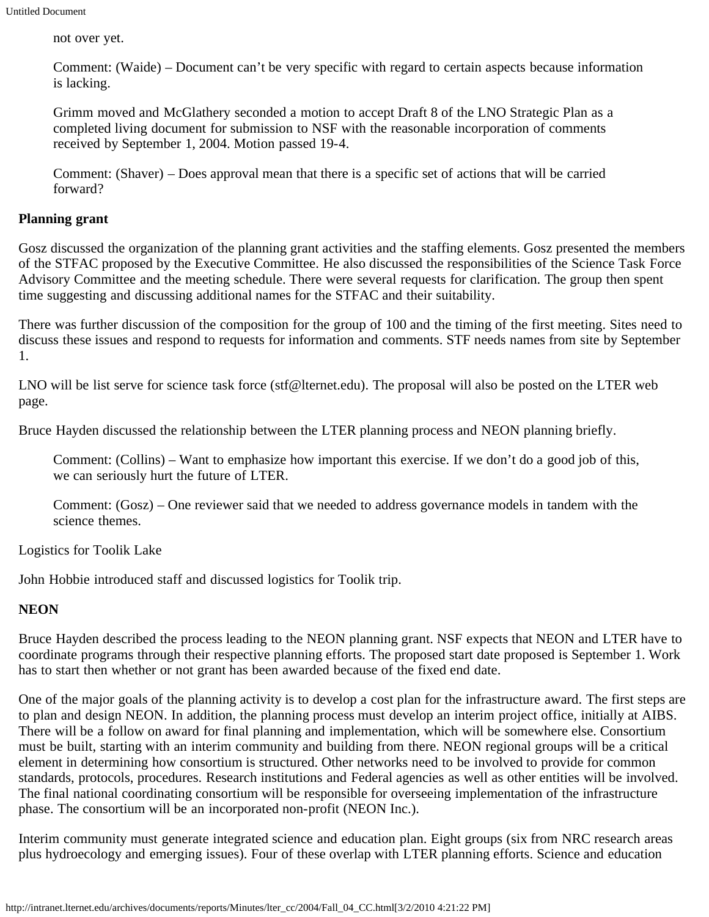not over yet.

Comment: (Waide) – Document can't be very specific with regard to certain aspects because information is lacking.

Grimm moved and McGlathery seconded a motion to accept Draft 8 of the LNO Strategic Plan as a completed living document for submission to NSF with the reasonable incorporation of comments received by September 1, 2004. Motion passed 19-4.

Comment: (Shaver) – Does approval mean that there is a specific set of actions that will be carried forward?

**Planning grant**

Gosz discussed the organization of the planning grant activities and the staffing elements. Gosz presented the members of the STFAC proposed by the Executive Committee. He also discussed the responsibilities of the Science Task Force Advisory Committee and the meeting schedule. There were several requests for clarification. The group then spent time suggesting and discussing additional names for the STFAC and their suitability.

There was further discussion of the composition for the group of 100 and the timing of the first meeting. Sites need to discuss these issues and respond to requests for information and comments. STF needs names from site by September 1.

LNO will be list serve for science task force (stf@lternet.edu). The proposal will also be posted on the LTER web page.

Bruce Hayden discussed the relationship between the LTER planning process and NEON planning briefly.

Comment: (Collins) – Want to emphasize how important this exercise. If we don't do a good job of this, we can seriously hurt the future of LTER.

Comment: (Gosz) – One reviewer said that we needed to address governance models in tandem with the science themes.

Logistics for Toolik Lake

John Hobbie introduced staff and discussed logistics for Toolik trip.

**NEON**

Bruce Hayden described the process leading to the NEON planning grant. NSF expects that NEON and LTER have to coordinate programs through their respective planning efforts. The proposed start date proposed is September 1. Work has to start then whether or not grant has been awarded because of the fixed end date.

One of the major goals of the planning activity is to develop a cost plan for the infrastructure award. The first steps are to plan and design NEON. In addition, the planning process must develop an interim project office, initially at AIBS. There will be a follow on award for final planning and implementation, which will be somewhere else. Consortium must be built, starting with an interim community and building from there. NEON regional groups will be a critical element in determining how consortium is structured. Other networks need to be involved to provide for common standards, protocols, procedures. Research institutions and Federal agencies as well as other entities will be involved. The final national coordinating consortium will be responsible for overseeing implementation of the infrastructure phase. The consortium will be an incorporated non-profit (NEON Inc.).

Interim community must generate integrated science and education plan. Eight groups (six from NRC research areas plus hydroecology and emerging issues). Four of these overlap with LTER planning efforts. Science and education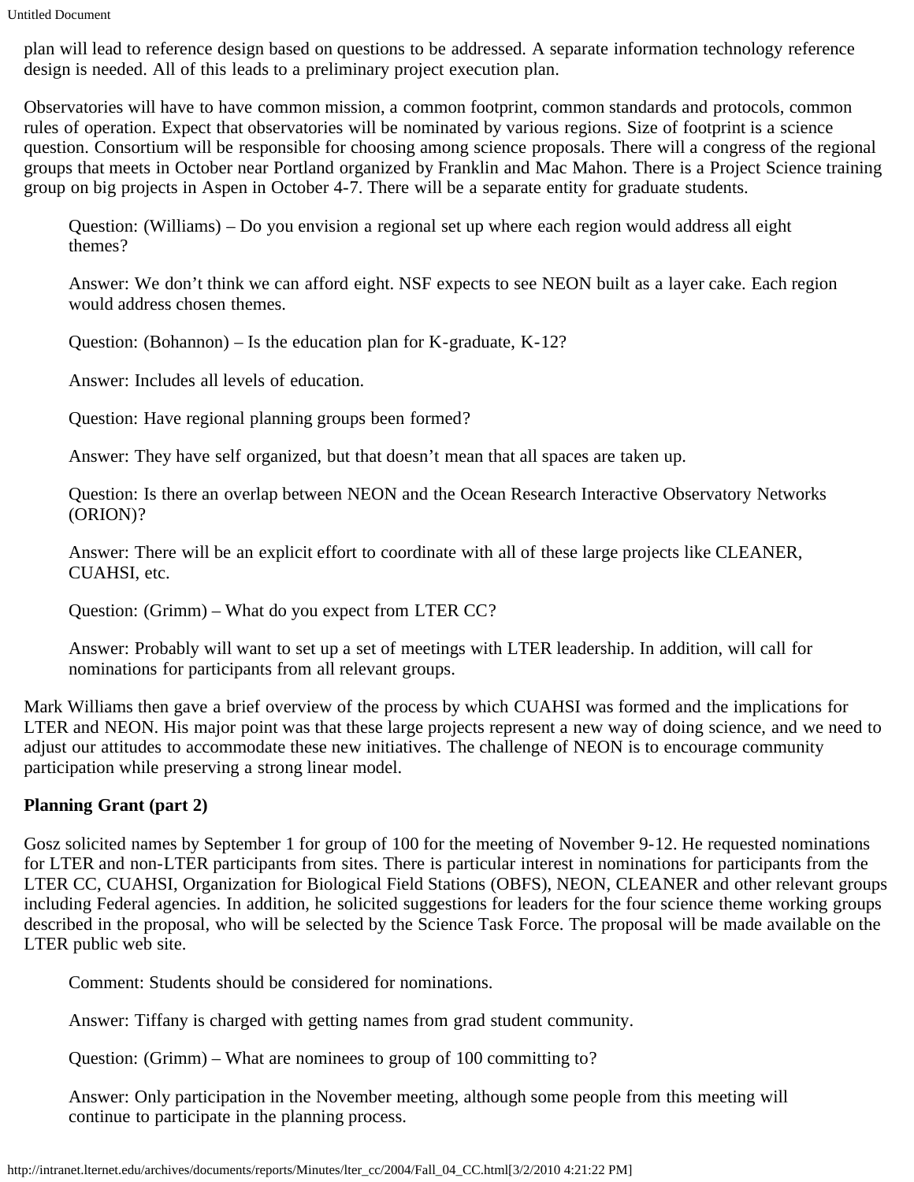plan will lead to reference design based on questions to be addressed. A separate information technology reference design is needed. All of this leads to a preliminary project execution plan.

Observatories will have to have common mission, a common footprint, common standards and protocols, common rules of operation. Expect that observatories will be nominated by various regions. Size of footprint is a science question. Consortium will be responsible for choosing among science proposals. There will a congress of the regional groups that meets in October near Portland organized by Franklin and Mac Mahon. There is a Project Science training group on big projects in Aspen in October 4-7. There will be a separate entity for graduate students.

> Question: (Williams) – Do you envision a regional set up where each region would address all eight themes?
>
> Answer: We don't think we can afford eight. NSF expects to see NEON built as a layer cake. Each region would address chosen themes.
>
> Question: (Bohannon) – Is the education plan for K-graduate, K-12?
>
> Answer: Includes all levels of education.
>
> Question: Have regional planning groups been formed?
>
> Answer: They have self organized, but that doesn't mean that all spaces are taken up.
>
> Question: Is there an overlap between NEON and the Ocean Research Interactive Observatory Networks (ORION)?
>
> Answer: There will be an explicit effort to coordinate with all of these large projects like CLEANER, CUAHSI, etc.
>
> Question: (Grimm) – What do you expect from LTER CC?
>
> Answer: Probably will want to set up a set of meetings with LTER leadership. In addition, will call for nominations for participants from all relevant groups.

Mark Williams then gave a brief overview of the process by which CUAHSI was formed and the implications for LTER and NEON. His major point was that these large projects represent a new way of doing science, and we need to adjust our attitudes to accommodate these new initiatives. The challenge of NEON is to encourage community participation while preserving a strong linear model.

**Planning Grant (part 2)**

Gosz solicited names by September 1 for group of 100 for the meeting of November 9-12. He requested nominations for LTER and non-LTER participants from sites. There is particular interest in nominations for participants from the LTER CC, CUAHSI, Organization for Biological Field Stations (OBFS), NEON, CLEANER and other relevant groups including Federal agencies. In addition, he solicited suggestions for leaders for the four science theme working groups described in the proposal, who will be selected by the Science Task Force. The proposal will be made available on the LTER public web site.

> Comment: Students should be considered for nominations.
>
> Answer: Tiffany is charged with getting names from grad student community.
>
> Question: (Grimm) – What are nominees to group of 100 committing to?
>
> Answer: Only participation in the November meeting, although some people from this meeting will continue to participate in the planning process.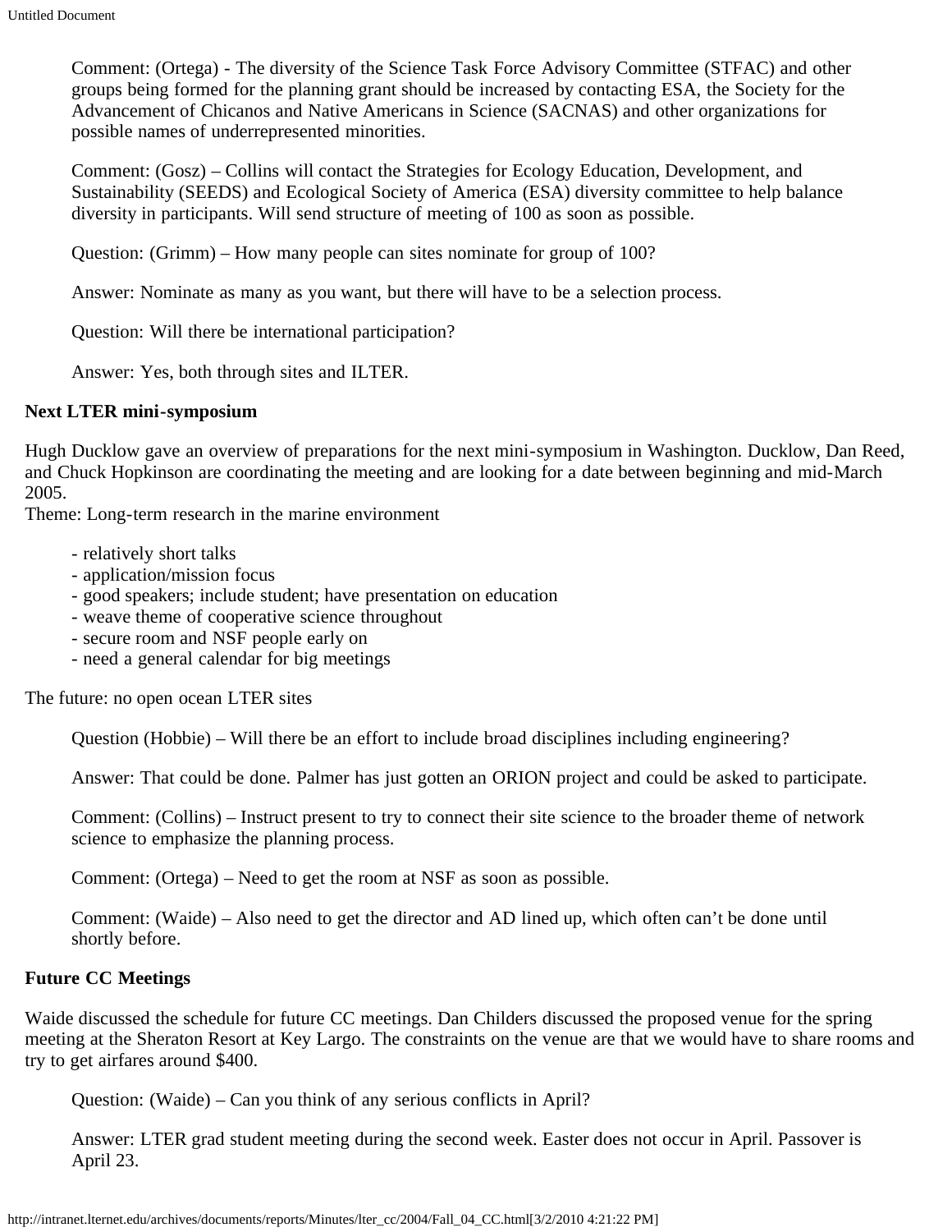Comment: (Ortega) - The diversity of the Science Task Force Advisory Committee (STFAC) and other groups being formed for the planning grant should be increased by contacting ESA, the Society for the Advancement of Chicanos and Native Americans in Science (SACNAS) and other organizations for possible names of underrepresented minorities.

Comment: (Gosz) – Collins will contact the Strategies for Ecology Education, Development, and Sustainability (SEEDS) and Ecological Society of America (ESA) diversity committee to help balance diversity in participants. Will send structure of meeting of 100 as soon as possible.

Question: (Grimm) – How many people can sites nominate for group of 100?

Answer: Nominate as many as you want, but there will have to be a selection process.

Question: Will there be international participation?

Answer: Yes, both through sites and ILTER.

**Next LTER mini-symposium**

Hugh Ducklow gave an overview of preparations for the next mini-symposium in Washington. Ducklow, Dan Reed, and Chuck Hopkinson are coordinating the meeting and are looking for a date between beginning and mid-March 2005.
Theme: Long-term research in the marine environment

- relatively short talks
- application/mission focus
- good speakers; include student; have presentation on education
- weave theme of cooperative science throughout
- secure room and NSF people early on
- need a general calendar for big meetings

The future: no open ocean LTER sites

Question (Hobbie) – Will there be an effort to include broad disciplines including engineering?

Answer: That could be done. Palmer has just gotten an ORION project and could be asked to participate.

Comment: (Collins) – Instruct present to try to connect their site science to the broader theme of network science to emphasize the planning process.

Comment: (Ortega) – Need to get the room at NSF as soon as possible.

Comment: (Waide) – Also need to get the director and AD lined up, which often can't be done until shortly before.

**Future CC Meetings**

Waide discussed the schedule for future CC meetings. Dan Childers discussed the proposed venue for the spring meeting at the Sheraton Resort at Key Largo. The constraints on the venue are that we would have to share rooms and try to get airfares around $400.

Question: (Waide) – Can you think of any serious conflicts in April?

Answer: LTER grad student meeting during the second week. Easter does not occur in April. Passover is April 23.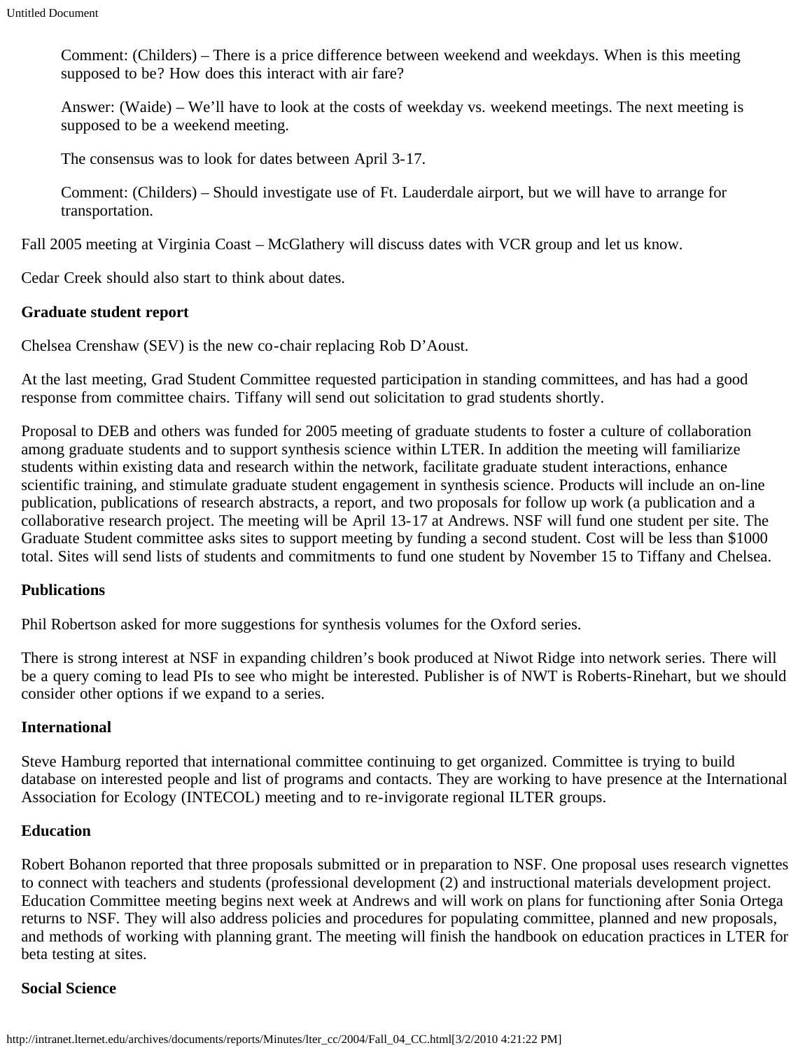Comment: (Childers) – There is a price difference between weekend and weekdays. When is this meeting supposed to be? How does this interact with air fare?

Answer: (Waide) – We'll have to look at the costs of weekday vs. weekend meetings. The next meeting is supposed to be a weekend meeting.

The consensus was to look for dates between April 3-17.

Comment: (Childers) – Should investigate use of Ft. Lauderdale airport, but we will have to arrange for transportation.

Fall 2005 meeting at Virginia Coast – McGlathery will discuss dates with VCR group and let us know.

Cedar Creek should also start to think about dates.

**Graduate student report**

Chelsea Crenshaw (SEV) is the new co-chair replacing Rob D'Aoust.

At the last meeting, Grad Student Committee requested participation in standing committees, and has had a good response from committee chairs. Tiffany will send out solicitation to grad students shortly.

Proposal to DEB and others was funded for 2005 meeting of graduate students to foster a culture of collaboration among graduate students and to support synthesis science within LTER. In addition the meeting will familiarize students within existing data and research within the network, facilitate graduate student interactions, enhance scientific training, and stimulate graduate student engagement in synthesis science. Products will include an on-line publication, publications of research abstracts, a report, and two proposals for follow up work (a publication and a collaborative research project. The meeting will be April 13-17 at Andrews. NSF will fund one student per site. The Graduate Student committee asks sites to support meeting by funding a second student. Cost will be less than $1000 total. Sites will send lists of students and commitments to fund one student by November 15 to Tiffany and Chelsea.

**Publications**

Phil Robertson asked for more suggestions for synthesis volumes for the Oxford series.

There is strong interest at NSF in expanding children's book produced at Niwot Ridge into network series. There will be a query coming to lead PIs to see who might be interested. Publisher is of NWT is Roberts-Rinehart, but we should consider other options if we expand to a series.

**International**

Steve Hamburg reported that international committee continuing to get organized. Committee is trying to build database on interested people and list of programs and contacts. They are working to have presence at the International Association for Ecology (INTECOL) meeting and to re-invigorate regional ILTER groups.

**Education**

Robert Bohanon reported that three proposals submitted or in preparation to NSF. One proposal uses research vignettes to connect with teachers and students (professional development (2) and instructional materials development project. Education Committee meeting begins next week at Andrews and will work on plans for functioning after Sonia Ortega returns to NSF. They will also address policies and procedures for populating committee, planned and new proposals, and methods of working with planning grant. The meeting will finish the handbook on education practices in LTER for beta testing at sites.

**Social Science**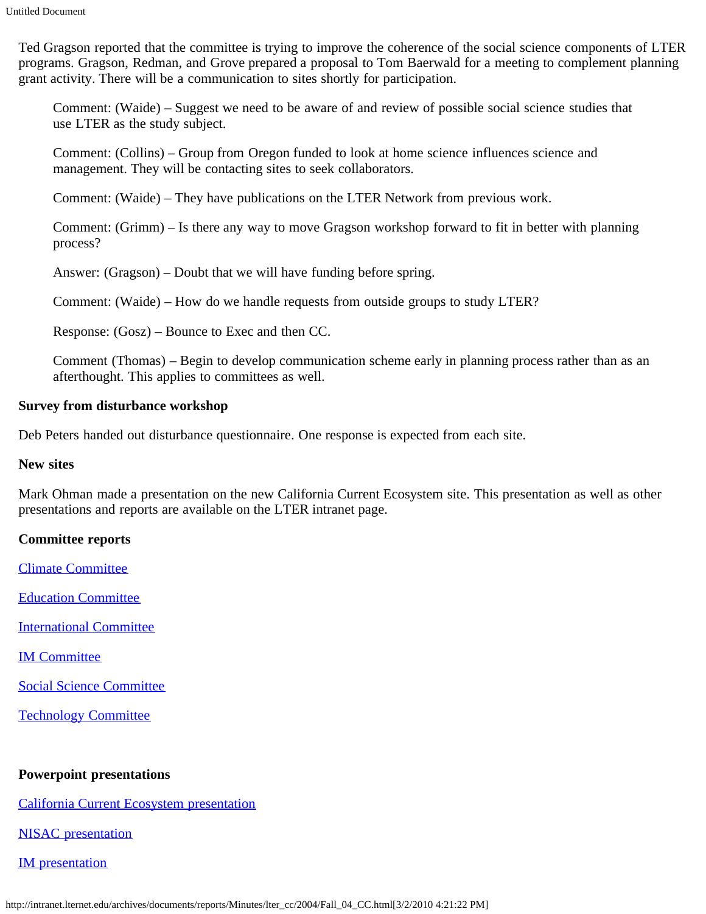Ted Gragson reported that the committee is trying to improve the coherence of the social science components of LTER programs. Gragson, Redman, and Grove prepared a proposal to Tom Baerwald for a meeting to complement planning grant activity. There will be a communication to sites shortly for participation.

> Comment: (Waide) – Suggest we need to be aware of and review of possible social science studies that use LTER as the study subject.
>
> Comment: (Collins) – Group from Oregon funded to look at home science influences science and management. They will be contacting sites to seek collaborators.
>
> Comment: (Waide) – They have publications on the LTER Network from previous work.
>
> Comment: (Grimm) – Is there any way to move Gragson workshop forward to fit in better with planning process?
>
> Answer: (Gragson) – Doubt that we will have funding before spring.
>
> Comment: (Waide) – How do we handle requests from outside groups to study LTER?
>
> Response: (Gosz) – Bounce to Exec and then CC.
>
> Comment (Thomas) – Begin to develop communication scheme early in planning process rather than as an afterthought. This applies to committees as well.

**Survey from disturbance workshop**

Deb Peters handed out disturbance questionnaire. One response is expected from each site.

**New sites**

Mark Ohman made a presentation on the new California Current Ecosystem site. This presentation as well as other presentations and reports are available on the LTER intranet page.

**Committee reports**

Climate Committee

Education Committee

International Committee

IM Committee

Social Science Committee

Technology Committee

**Powerpoint presentations**

California Current Ecosystem presentation

NISAC presentation

IM presentation